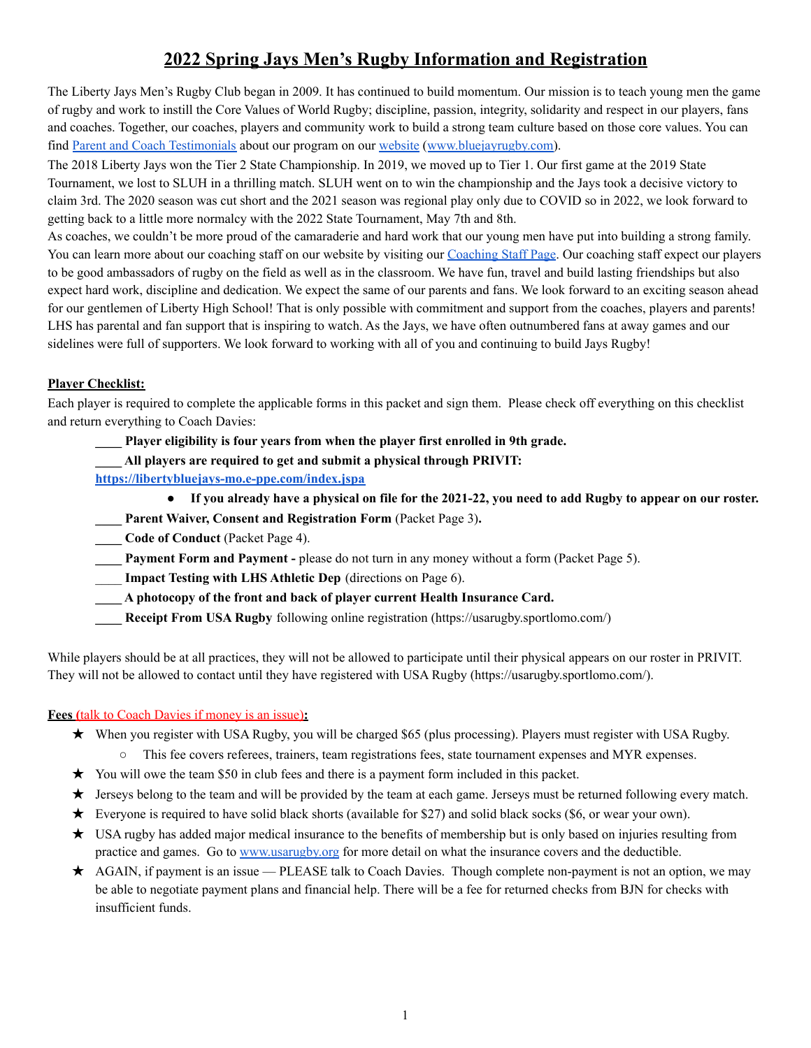# 2022 Spring Jays Men's Rugby Information and Registration

The Liberty Jays Men's Rugby Club began in 2009. It has continued to build momentum. Our mission is to teach young men the game of rugby and work to instill the Core Values of World Rugby; discipline, passion, integrity, solidarity and respect in our players, fans and coaches. Together, our coaches, players and community work to build a strong team culture based on those core values. You can find Parent and Coach Testimonials about our program on our website (www.bluejayrugby.com).

The 2018 Liberty Jays won the Tier 2 State Championship. In 2019, we moved up to Tier 1. Our first game at the 2019 State Tournament, we lost to SLUH in a thrilling match. SLUH went on to win the championship and the Jays took a decisive victory to claim 3rd. The 2020 season was cut short and the 2021 season was regional play only due to COVID so in 2022, we look forward to getting back to a little more normalcy with the 2022 State Tournament, May 7th and 8th.

As coaches, we couldn't be more proud of the camaraderie and hard work that our young men have put into building a strong family. You can learn more about our coaching staff on our website by visiting our Coaching Staff Page. Our coaching staff expect our players to be good ambassadors of rugby on the field as well as in the classroom. We have fun, travel and build lasting friendships but also expect hard work, discipline and dedication. We expect the same of our parents and fans. We look forward to an exciting season ahead for our gentlemen of Liberty High School! That is only possible with commitment and support from the coaches, players and parents! LHS has parental and fan support that is inspiring to watch. As the Jays, we have often outnumbered fans at away games and our sidelines were full of supporters. We look forward to working with all of you and continuing to build Jays Rugby!

**Player Checklist:**

Each player is required to complete the applicable forms in this packet and sign them. Please check off everything on this checklist and return everything to Coach Davies:

- ____ **Player eligibility is four years from when the player first enrolled in 9th grade.**
- ____ **All players are required to get and submit a physical through PRIVIT: https://libertybluejays-mo.e-ppe.com/index.jspa**
  - **If you already have a physical on file for the 2021-22, you need to add Rugby to appear on our roster.**
- ____ **Parent Waiver, Consent and Registration Form** (Packet Page 3)**.**
- ____ **Code of Conduct** (Packet Page 4).
- ____ **Payment Form and Payment -** please do not turn in any money without a form (Packet Page 5).
- ____ **Impact Testing with LHS Athletic Dep** (directions on Page 6).
- ____ **A photocopy of the front and back of player current Health Insurance Card.**
- ____ **Receipt From USA Rugby** following online registration (https://usarugby.sportlomo.com/)

While players should be at all practices, they will not be allowed to participate until their physical appears on our roster in PRIVIT. They will not be allowed to contact until they have registered with USA Rugby (https://usarugby.sportlomo.com/).

**Fees** (talk to Coach Davies if money is an issue)**:**

- ★ When you register with USA Rugby, you will be charged $65 (plus processing). Players must register with USA Rugby.
  - This fee covers referees, trainers, team registrations fees, state tournament expenses and MYR expenses.
- ★ You will owe the team $50 in club fees and there is a payment form included in this packet.
- ★ Jerseys belong to the team and will be provided by the team at each game. Jerseys must be returned following every match.
- ★ Everyone is required to have solid black shorts (available for $27) and solid black socks ($6, or wear your own).
- ★ USA rugby has added major medical insurance to the benefits of membership but is only based on injuries resulting from practice and games. Go to www.usarugby.org for more detail on what the insurance covers and the deductible.
- ★ AGAIN, if payment is an issue — PLEASE talk to Coach Davies. Though complete non-payment is not an option, we may be able to negotiate payment plans and financial help. There will be a fee for returned checks from BJN for checks with insufficient funds.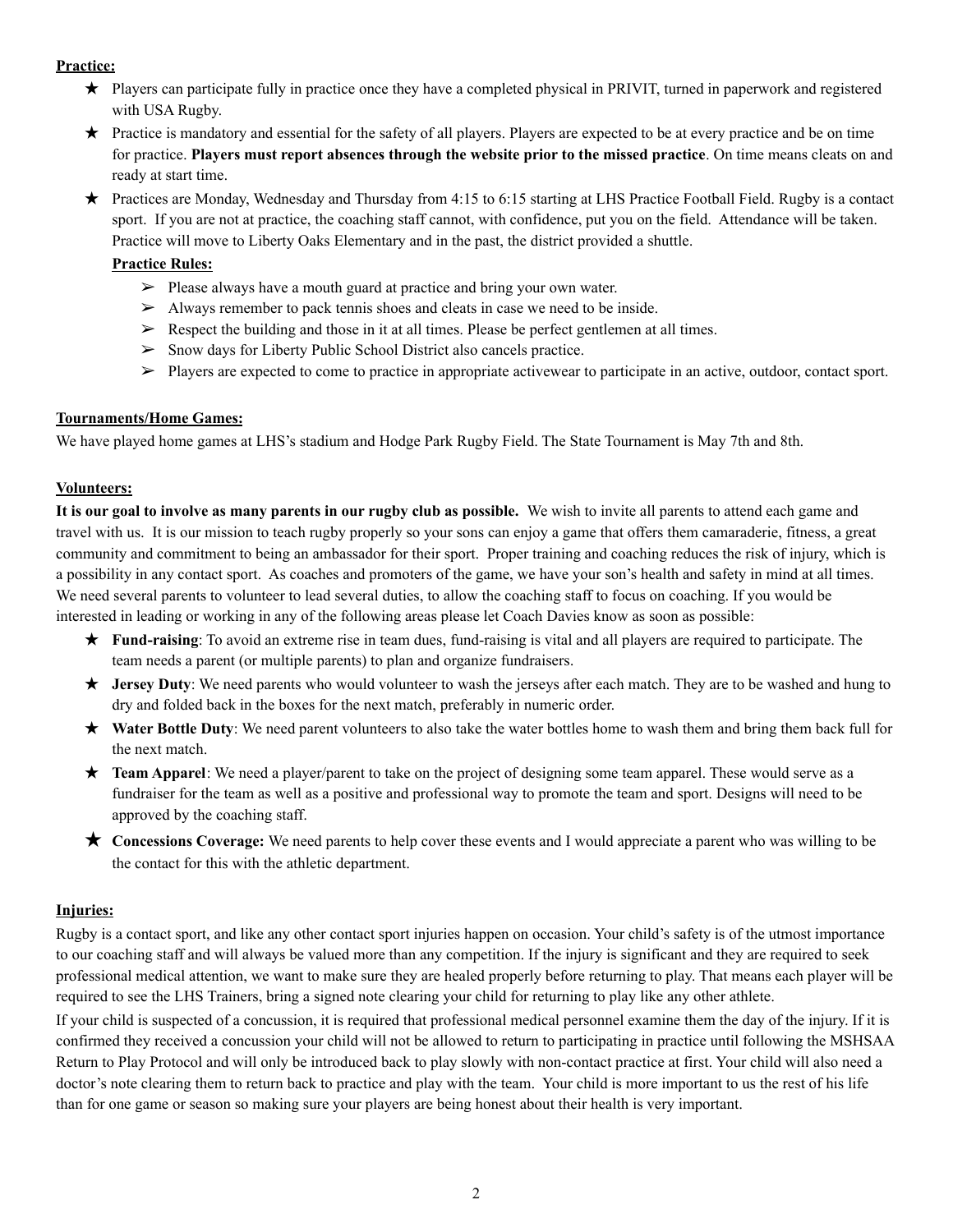**Practice:**

- Players can participate fully in practice once they have a completed physical in PRIVIT, turned in paperwork and registered with USA Rugby.
- Practice is mandatory and essential for the safety of all players. Players are expected to be at every practice and be on time for practice. **Players must report absences through the website prior to the missed practice**. On time means cleats on and ready at start time.
- Practices are Monday, Wednesday and Thursday from 4:15 to 6:15 starting at LHS Practice Football Field. Rugby is a contact sport. If you are not at practice, the coaching staff cannot, with confidence, put you on the field. Attendance will be taken. Practice will move to Liberty Oaks Elementary and in the past, the district provided a shuttle.

  **Practice Rules:**

  - Please always have a mouth guard at practice and bring your own water.
  - Always remember to pack tennis shoes and cleats in case we need to be inside.
  - Respect the building and those in it at all times. Please be perfect gentlemen at all times.
  - Snow days for Liberty Public School District also cancels practice.
  - Players are expected to come to practice in appropriate activewear to participate in an active, outdoor, contact sport.

**Tournaments/Home Games:**

We have played home games at LHS's stadium and Hodge Park Rugby Field. The State Tournament is May 7th and 8th.

**Volunteers:**

**It is our goal to involve as many parents in our rugby club as possible.** We wish to invite all parents to attend each game and travel with us. It is our mission to teach rugby properly so your sons can enjoy a game that offers them camaraderie, fitness, a great community and commitment to being an ambassador for their sport. Proper training and coaching reduces the risk of injury, which is a possibility in any contact sport. As coaches and promoters of the game, we have your son's health and safety in mind at all times. We need several parents to volunteer to lead several duties, to allow the coaching staff to focus on coaching. If you would be interested in leading or working in any of the following areas please let Coach Davies know as soon as possible:

- **Fund-raising**: To avoid an extreme rise in team dues, fund-raising is vital and all players are required to participate. The team needs a parent (or multiple parents) to plan and organize fundraisers.
- **Jersey Duty**: We need parents who would volunteer to wash the jerseys after each match. They are to be washed and hung to dry and folded back in the boxes for the next match, preferably in numeric order.
- **Water Bottle Duty**: We need parent volunteers to also take the water bottles home to wash them and bring them back full for the next match.
- **Team Apparel**: We need a player/parent to take on the project of designing some team apparel. These would serve as a fundraiser for the team as well as a positive and professional way to promote the team and sport. Designs will need to be approved by the coaching staff.
- **Concessions Coverage:** We need parents to help cover these events and I would appreciate a parent who was willing to be the contact for this with the athletic department.

**Injuries:**

Rugby is a contact sport, and like any other contact sport injuries happen on occasion. Your child's safety is of the utmost importance to our coaching staff and will always be valued more than any competition. If the injury is significant and they are required to seek professional medical attention, we want to make sure they are healed properly before returning to play. That means each player will be required to see the LHS Trainers, bring a signed note clearing your child for returning to play like any other athlete.

If your child is suspected of a concussion, it is required that professional medical personnel examine them the day of the injury. If it is confirmed they received a concussion your child will not be allowed to return to participating in practice until following the MSHSAA Return to Play Protocol and will only be introduced back to play slowly with non-contact practice at first. Your child will also need a doctor's note clearing them to return back to practice and play with the team. Your child is more important to us the rest of his life than for one game or season so making sure your players are being honest about their health is very important.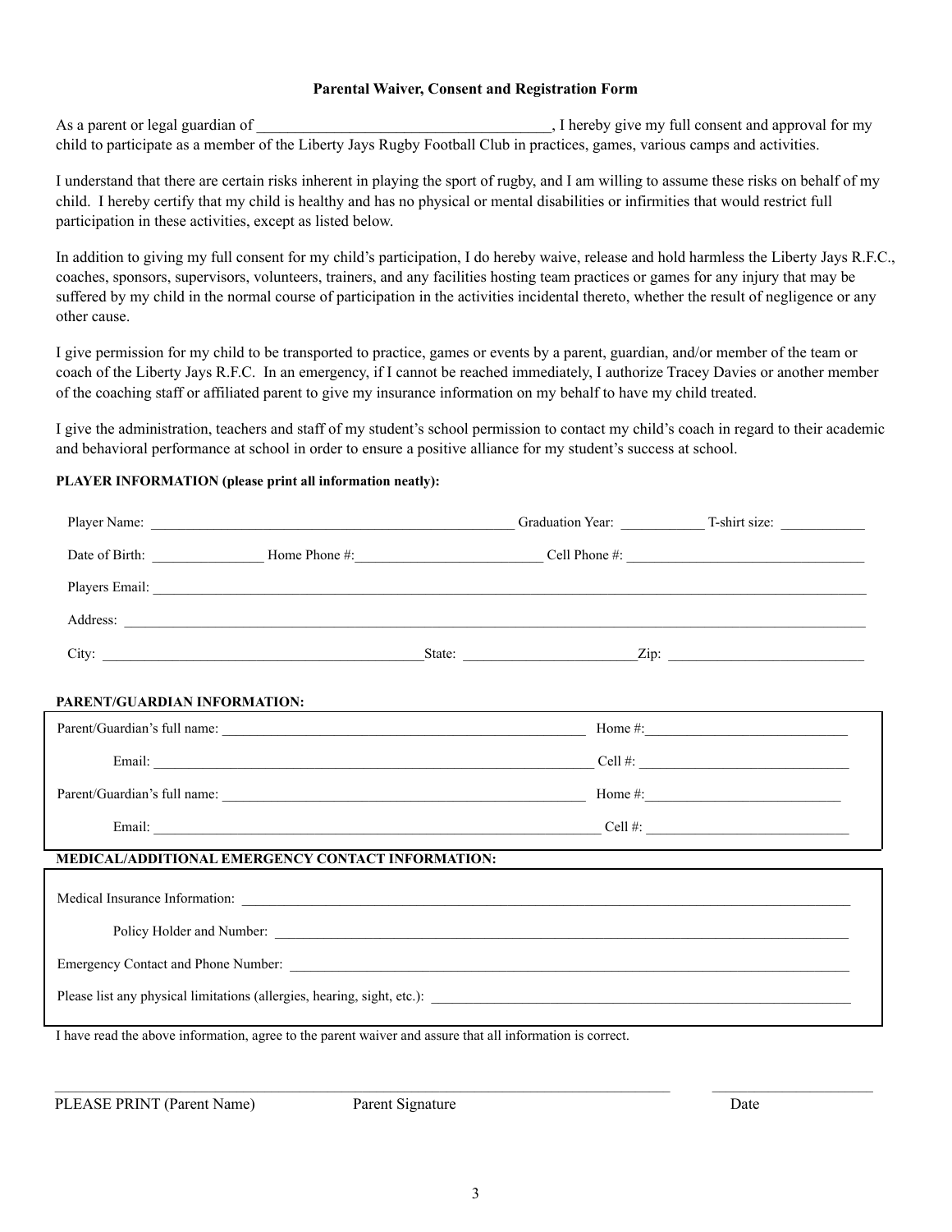# Parental Waiver, Consent and Registration Form

As a parent or legal guardian of ________________________________________, I hereby give my full consent and approval for my child to participate as a member of the Liberty Jays Rugby Football Club in practices, games, various camps and activities.

I understand that there are certain risks inherent in playing the sport of rugby, and I am willing to assume these risks on behalf of my child. I hereby certify that my child is healthy and has no physical or mental disabilities or infirmities that would restrict full participation in these activities, except as listed below.

In addition to giving my full consent for my child's participation, I do hereby waive, release and hold harmless the Liberty Jays R.F.C., coaches, sponsors, supervisors, volunteers, trainers, and any facilities hosting team practices or games for any injury that may be suffered by my child in the normal course of participation in the activities incidental thereto, whether the result of negligence or any other cause.

I give permission for my child to be transported to practice, games or events by a parent, guardian, and/or member of the team or coach of the Liberty Jays R.F.C. In an emergency, if I cannot be reached immediately, I authorize Tracey Davies or another member of the coaching staff or affiliated parent to give my insurance information on my behalf to have my child treated.

I give the administration, teachers and staff of my student's school permission to contact my child's coach in regard to their academic and behavioral performance at school in order to ensure a positive alliance for my student's success at school.

**PLAYER INFORMATION (please print all information neatly):**

Player Name: ______________________________ Graduation Year: ____________ T-shirt size: ____________

Date of Birth: ______________ Home Phone #: ______________________ Cell Phone #: ______________________

Players Email: ____________________________________________________________

Address: ____________________________________________________________

City: ______________________________ State: ____________________ Zip: ____________________

**PARENT/GUARDIAN INFORMATION:**

Parent/Guardian's full name: ______________________________________ Home #: ______________________

Email: ______________________________________ Cell #: ______________________

Parent/Guardian's full name: ______________________________________ Home #: ______________________

Email: ______________________________________ Cell #: ______________________

**MEDICAL/ADDITIONAL EMERGENCY CONTACT INFORMATION:**

Medical Insurance Information: ____________________________________________________________

Policy Holder and Number: ____________________________________________________________

Emergency Contact and Phone Number: ____________________________________________________________

Please list any physical limitations (allergies, hearing, sight, etc.): ______________________________________

I have read the above information, agree to the parent waiver and assure that all information is correct.

______________________________________________________________ ____________________

PLEASE PRINT (Parent Name) Parent Signature Date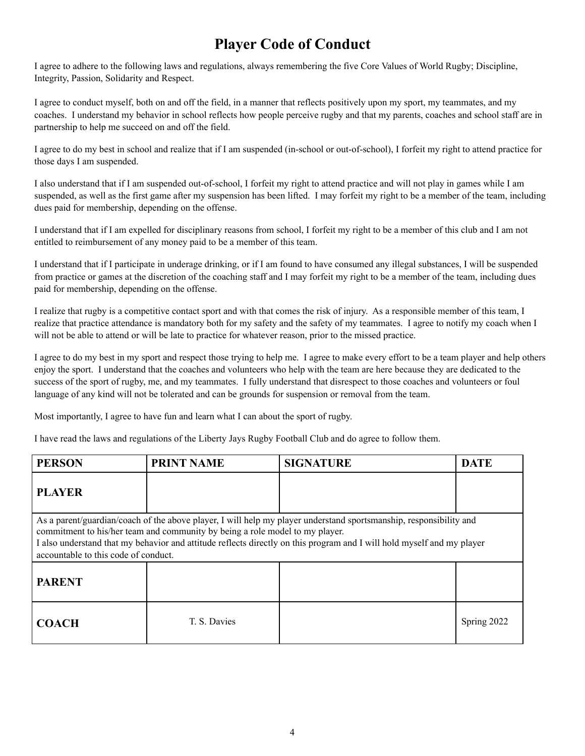# Player Code of Conduct

I agree to adhere to the following laws and regulations, always remembering the five Core Values of World Rugby; Discipline, Integrity, Passion, Solidarity and Respect.

I agree to conduct myself, both on and off the field, in a manner that reflects positively upon my sport, my teammates, and my coaches. I understand my behavior in school reflects how people perceive rugby and that my parents, coaches and school staff are in partnership to help me succeed on and off the field.

I agree to do my best in school and realize that if I am suspended (in-school or out-of-school), I forfeit my right to attend practice for those days I am suspended.

I also understand that if I am suspended out-of-school, I forfeit my right to attend practice and will not play in games while I am suspended, as well as the first game after my suspension has been lifted. I may forfeit my right to be a member of the team, including dues paid for membership, depending on the offense.

I understand that if I am expelled for disciplinary reasons from school, I forfeit my right to be a member of this club and I am not entitled to reimbursement of any money paid to be a member of this team.

I understand that if I participate in underage drinking, or if I am found to have consumed any illegal substances, I will be suspended from practice or games at the discretion of the coaching staff and I may forfeit my right to be a member of the team, including dues paid for membership, depending on the offense.

I realize that rugby is a competitive contact sport and with that comes the risk of injury. As a responsible member of this team, I realize that practice attendance is mandatory both for my safety and the safety of my teammates. I agree to notify my coach when I will not be able to attend or will be late to practice for whatever reason, prior to the missed practice.

I agree to do my best in my sport and respect those trying to help me. I agree to make every effort to be a team player and help others enjoy the sport. I understand that the coaches and volunteers who help with the team are here because they are dedicated to the success of the sport of rugby, me, and my teammates. I fully understand that disrespect to those coaches and volunteers or foul language of any kind will not be tolerated and can be grounds for suspension or removal from the team.

Most importantly, I agree to have fun and learn what I can about the sport of rugby.

I have read the laws and regulations of the Liberty Jays Rugby Football Club and do agree to follow them.

| PERSON | PRINT NAME | SIGNATURE | DATE |
|---|---|---|---|
| **PLAYER** | | | |
| As a parent/guardian/coach of the above player, I will help my player understand sportsmanship, responsibility and commitment to his/her team and community by being a role model to my player. I also understand that my behavior and attitude reflects directly on this program and I will hold myself and my player accountable to this code of conduct. | | | |
| **PARENT** | | | |
| **COACH** | T. S. Davies | | Spring 2022 |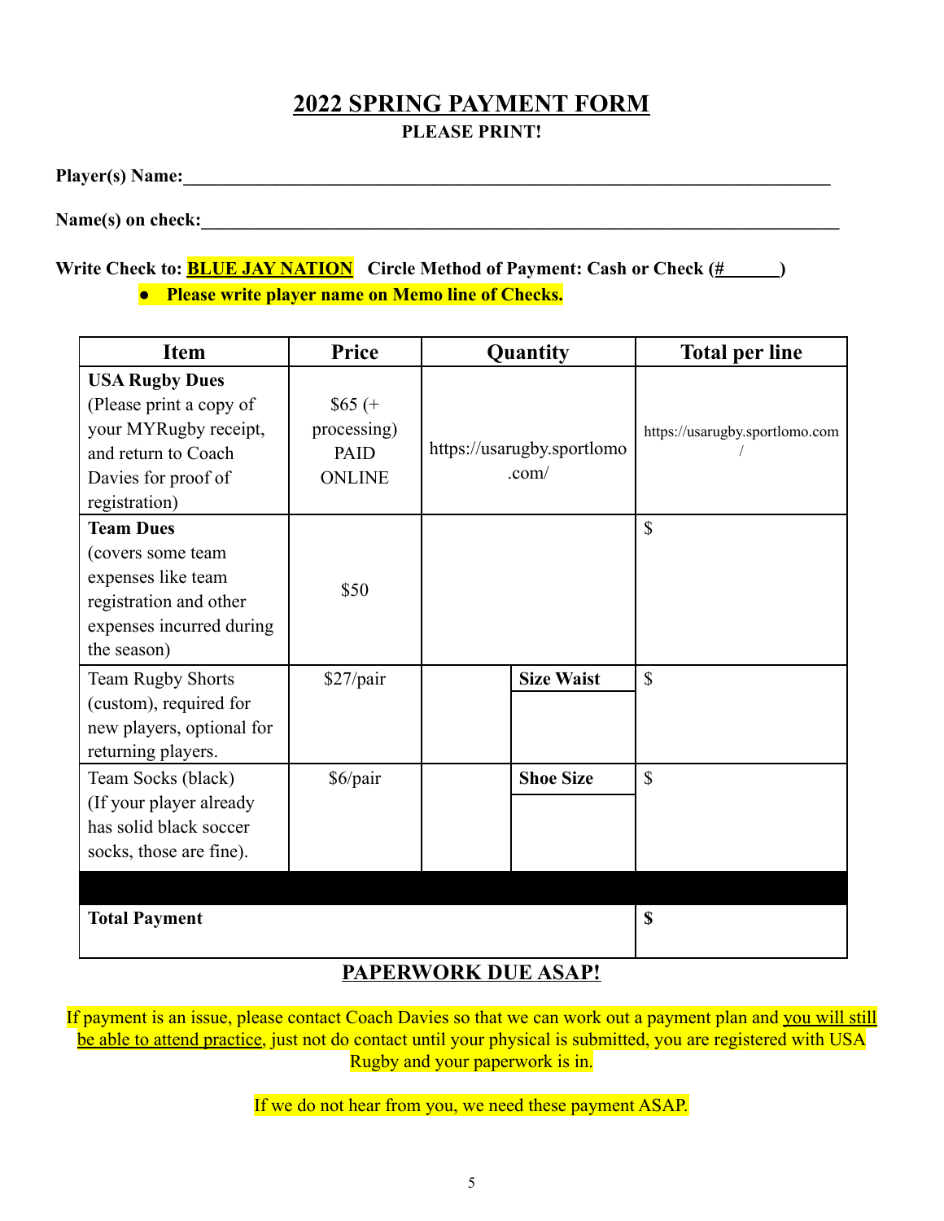# 2022 SPRING PAYMENT FORM

**PLEASE PRINT!**

**Player(s) Name:**\_\_\_\_\_\_\_\_\_\_\_\_\_\_\_\_\_\_\_\_\_\_\_\_\_\_\_\_\_\_\_\_\_\_\_\_\_\_\_\_\_\_\_\_\_\_\_\_\_\_\_\_\_\_\_\_

**Name(s) on check:**\_\_\_\_\_\_\_\_\_\_\_\_\_\_\_\_\_\_\_\_\_\_\_\_\_\_\_\_\_\_\_\_\_\_\_\_\_\_\_\_\_\_\_\_\_\_\_\_\_\_\_\_\_\_\_\_

**Write Check to: BLUE JAY NATION** **Circle Method of Payment: Cash or Check (#\_\_\_\_\_\_)**

- **Please write player name on Memo line of Checks.**

| Item | Price | Quantity | | Total per line |
|---|---|---|---|---|
| **USA Rugby Dues** (Please print a copy of your MYRugby receipt, and return to Coach Davies for proof of registration) | $65 (+ processing) PAID ONLINE | https://usarugby.sportlomo.com/ | | https://usarugby.sportlomo.com/ |
| **Team Dues** (covers some team expenses like team registration and other expenses incurred during the season) | $50 | | | $ |
| Team Rugby Shorts (custom), required for new players, optional for returning players. | $27/pair | | **Size Waist** | $ |
| Team Socks (black) (If your player already has solid black soccer socks, those are fine). | $6/pair | | **Shoe Size** | $ |
| | | | | |
| **Total Payment** | | | | **$** |

## PAPERWORK DUE ASAP!

If payment is an issue, please contact Coach Davies so that we can work out a payment plan and you will still be able to attend practice, just not do contact until your physical is submitted, you are registered with USA Rugby and your paperwork is in.

If we do not hear from you, we need these payment ASAP.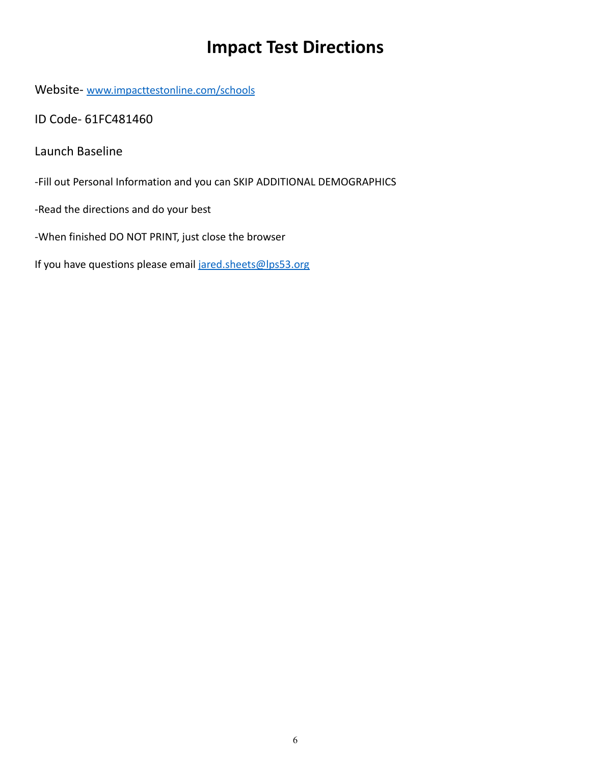# Impact Test Directions

Website- [www.impacttestonline.com/schools](www.impacttestonline.com/schools)

ID Code- 61FC481460

Launch Baseline

-Fill out Personal Information and you can SKIP ADDITIONAL DEMOGRAPHICS

-Read the directions and do your best

-When finished DO NOT PRINT, just close the browser

If you have questions please email [jared.sheets@lps53.org](mailto:jared.sheets@lps53.org)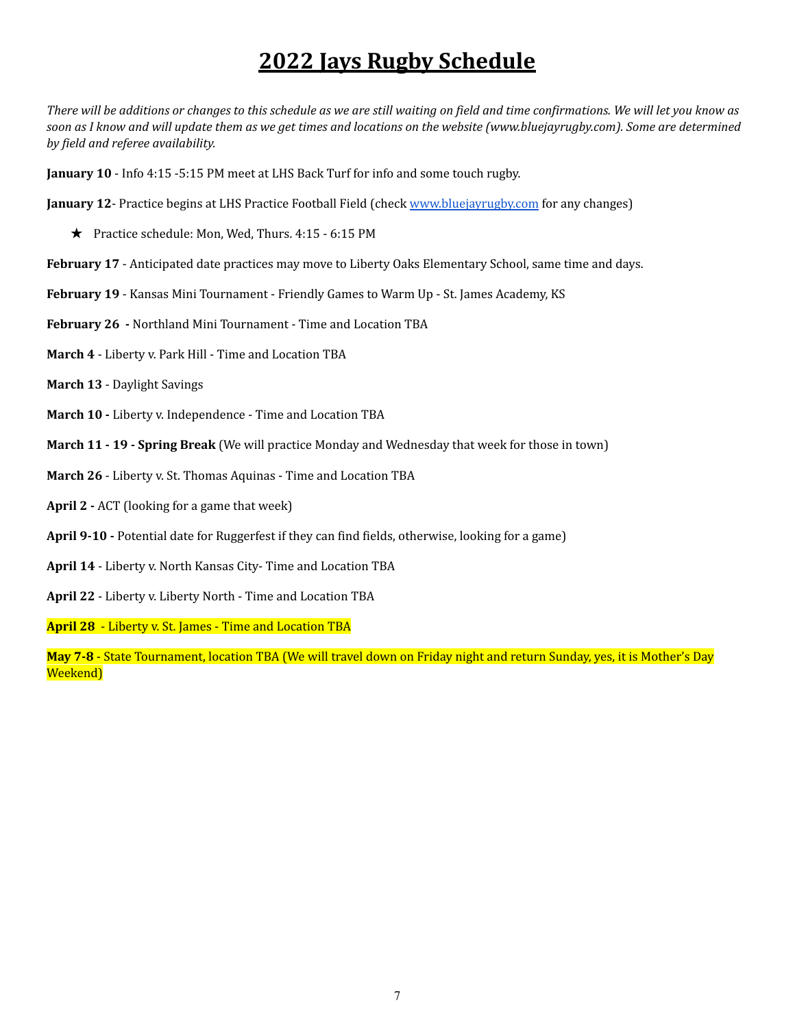# 2022 Jays Rugby Schedule

*There will be additions or changes to this schedule as we are still waiting on field and time confirmations. We will let you know as soon as I know and will update them as we get times and locations on the website (www.bluejayrugby.com). Some are determined by field and referee availability.*

**January 10** - Info 4:15 -5:15 PM meet at LHS Back Turf for info and some touch rugby.

**January 12**- Practice begins at LHS Practice Football Field (check [www.bluejayrugby.com](www.bluejayrugby.com) for any changes)

- ★ Practice schedule: Mon, Wed, Thurs. 4:15 - 6:15 PM

**February 17** - Anticipated date practices may move to Liberty Oaks Elementary School, same time and days.

**February 19** - Kansas Mini Tournament - Friendly Games to Warm Up - St. James Academy, KS

**February 26 -** Northland Mini Tournament - Time and Location TBA

**March 4** - Liberty v. Park Hill - Time and Location TBA

**March 13** - Daylight Savings

**March 10 -** Liberty v. Independence - Time and Location TBA

**March 11 - 19 - Spring Break** (We will practice Monday and Wednesday that week for those in town)

**March 26** - Liberty v. St. Thomas Aquinas - Time and Location TBA

**April 2 -** ACT (looking for a game that week)

**April 9-10 -** Potential date for Ruggerfest if they can find fields, otherwise, looking for a game)

**April 14** - Liberty v. North Kansas City- Time and Location TBA

**April 22** - Liberty v. Liberty North - Time and Location TBA

**April 28** - Liberty v. St. James - Time and Location TBA

**May 7-8** - State Tournament, location TBA (We will travel down on Friday night and return Sunday, yes, it is Mother's Day Weekend)